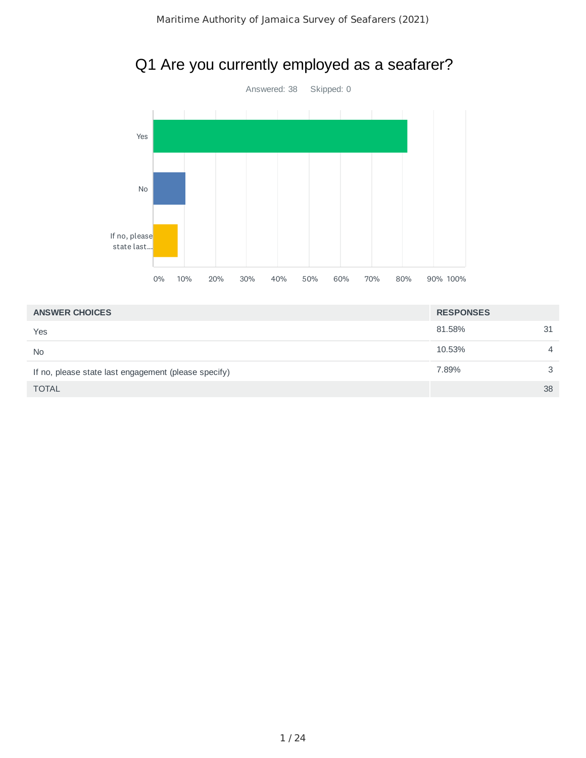# Q1 Are you currently employed as a seafarer?

Answered: 38  Skipped: 0

| ANSWER CHOICES | RESPONSES | |
|---|---|---|
| Yes | 81.58% | 31 |
| No | 10.53% | 4 |
| If no, please state last engagement (please specify) | 7.89% | 3 |
| TOTAL | | 38 |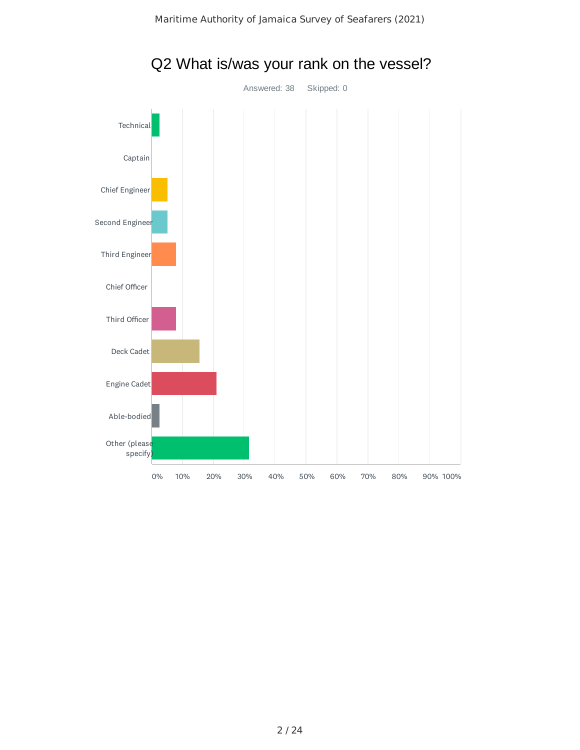# Q2 What is/was your rank on the vessel?

Answered: 38    Skipped: 0

Technical

Captain

Chief Engineer

Second Engineer

Third Engineer

Chief Officer

Third Officer

Deck Cadet

Engine Cadet

Able-bodied

Other (please specify)

0% 10% 20% 30% 40% 50% 60% 70% 80% 90% 100%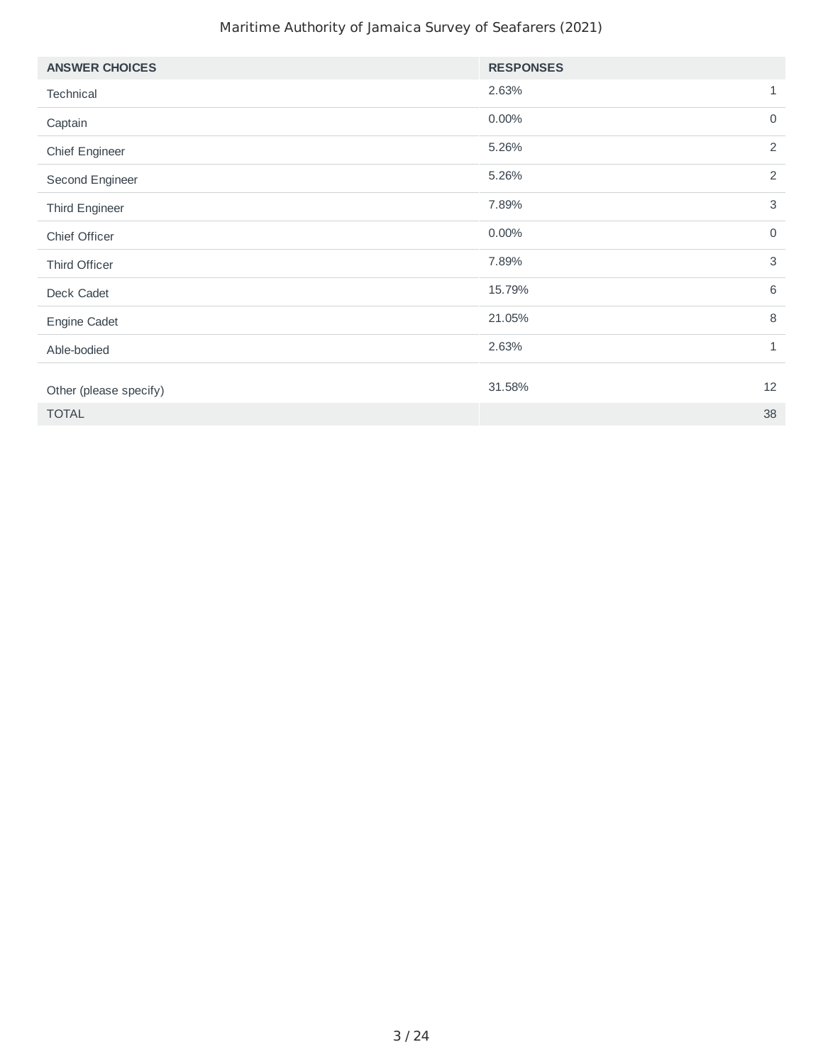Maritime Authority of Jamaica Survey of Seafarers (2021)

| ANSWER CHOICES | RESPONSES | |
|---|---|---|
| Technical | 2.63% | 1 |
| Captain | 0.00% | 0 |
| Chief Engineer | 5.26% | 2 |
| Second Engineer | 5.26% | 2 |
| Third Engineer | 7.89% | 3 |
| Chief Officer | 0.00% | 0 |
| Third Officer | 7.89% | 3 |
| Deck Cadet | 15.79% | 6 |
| Engine Cadet | 21.05% | 8 |
| Able-bodied | 2.63% | 1 |
| Other (please specify) | 31.58% | 12 |
| TOTAL | | 38 |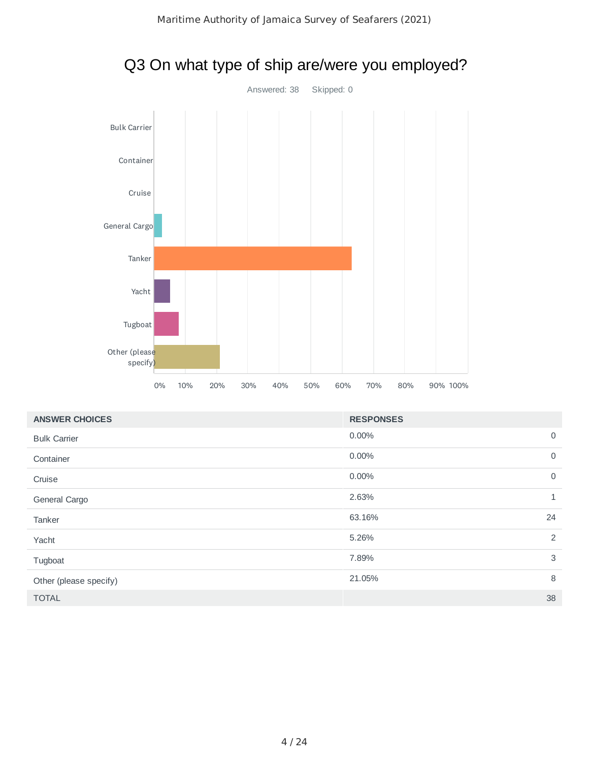## Q3 On what type of ship are/were you employed?

Answered: 38    Skipped: 0

| ANSWER CHOICES | RESPONSES | |
|---|---|---|
| Bulk Carrier | 0.00% | 0 |
| Container | 0.00% | 0 |
| Cruise | 0.00% | 0 |
| General Cargo | 2.63% | 1 |
| Tanker | 63.16% | 24 |
| Yacht | 5.26% | 2 |
| Tugboat | 7.89% | 3 |
| Other (please specify) | 21.05% | 8 |
| TOTAL | | 38 |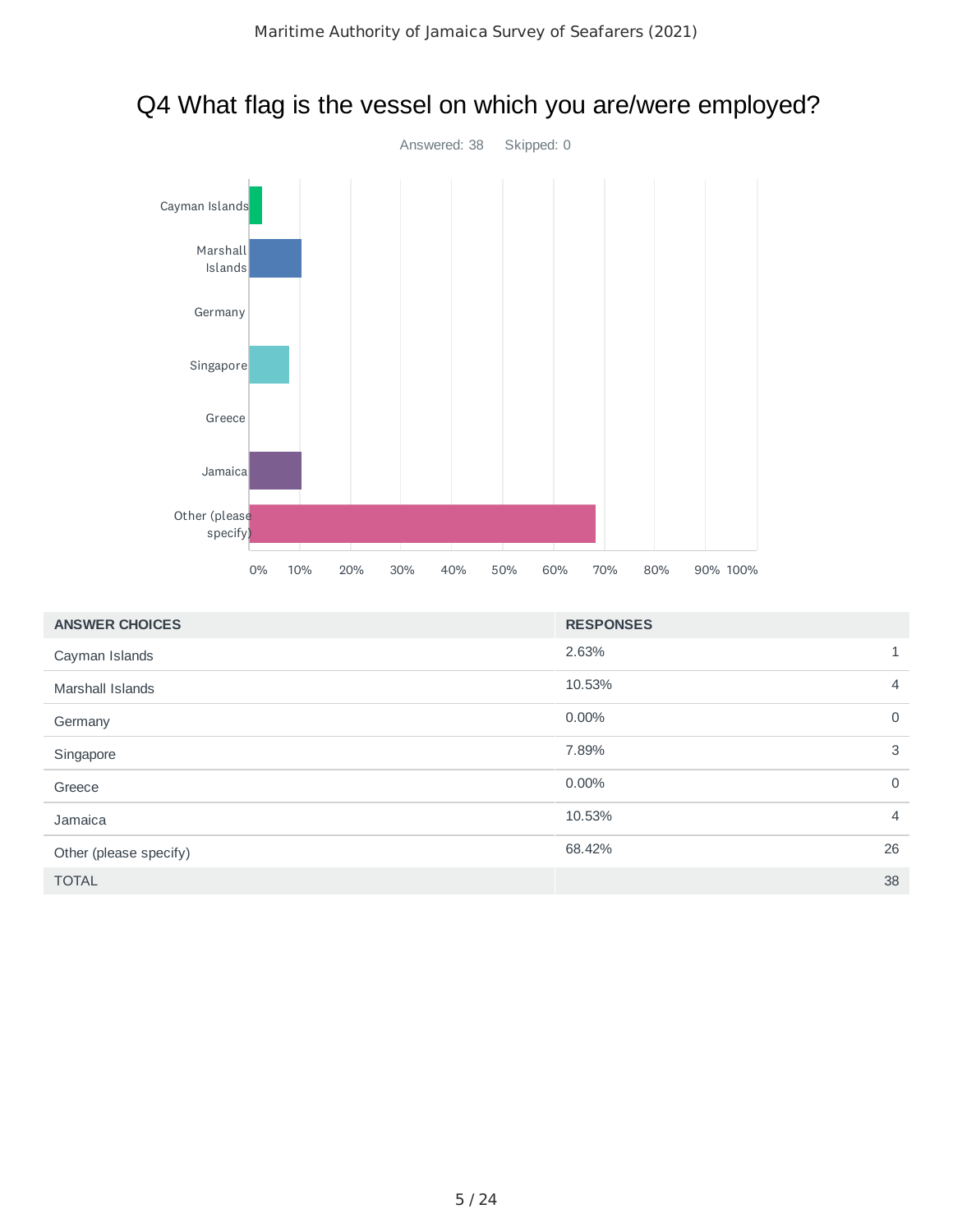# Q4 What flag is the vessel on which you are/were employed?

Answered: 38 Skipped: 0

| ANSWER CHOICES | RESPONSES | |
|---|---|---|
| Cayman Islands | 2.63% | 1 |
| Marshall Islands | 10.53% | 4 |
| Germany | 0.00% | 0 |
| Singapore | 7.89% | 3 |
| Greece | 0.00% | 0 |
| Jamaica | 10.53% | 4 |
| Other (please specify) | 68.42% | 26 |
| TOTAL | | 38 |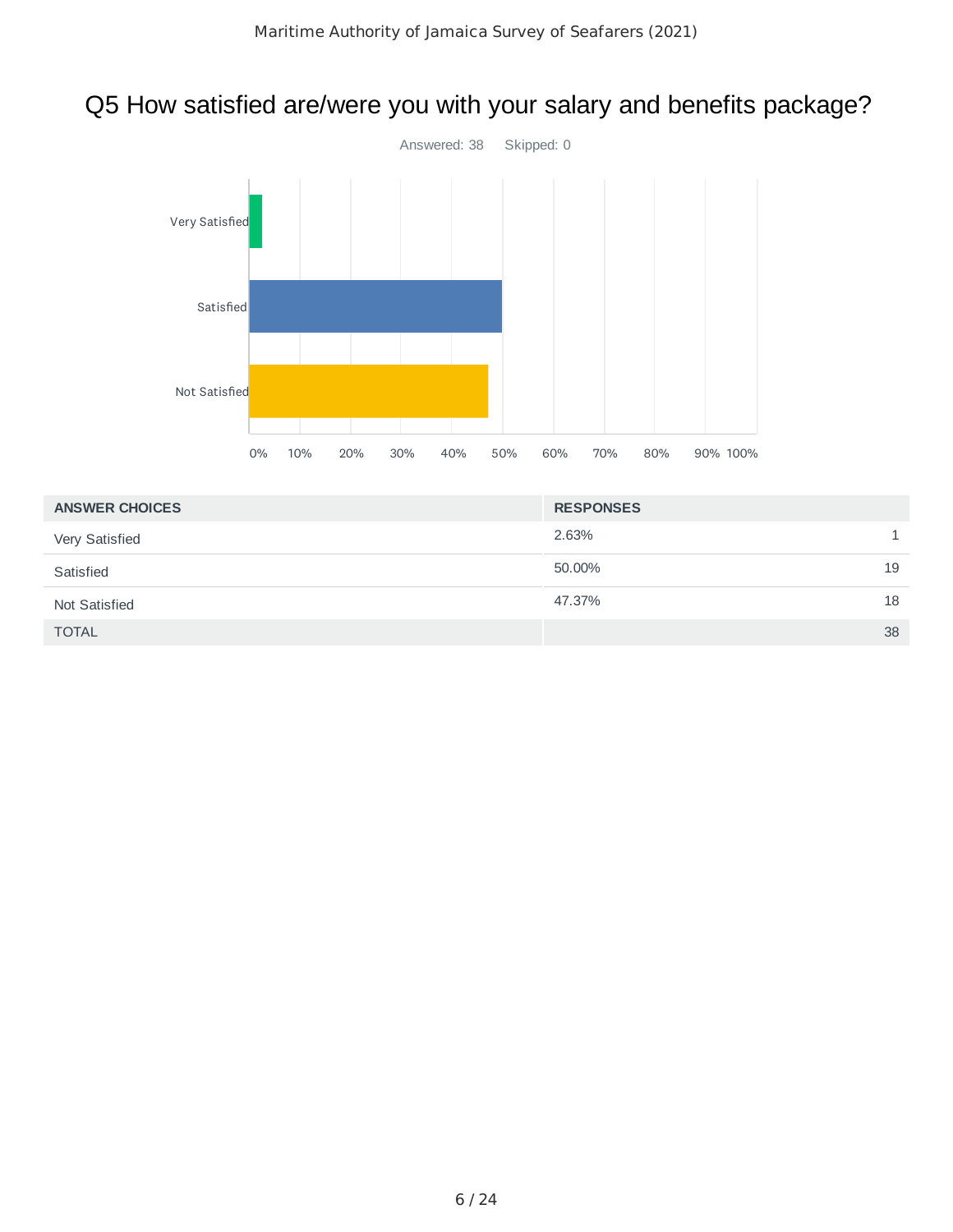## Q5 How satisfied are/were you with your salary and benefits package?

Answered: 38 Skipped: 0

| ANSWER CHOICES | RESPONSES | |
|---|---|---|
| Very Satisfied | 2.63% | 1 |
| Satisfied | 50.00% | 19 |
| Not Satisfied | 47.37% | 18 |
| TOTAL | | 38 |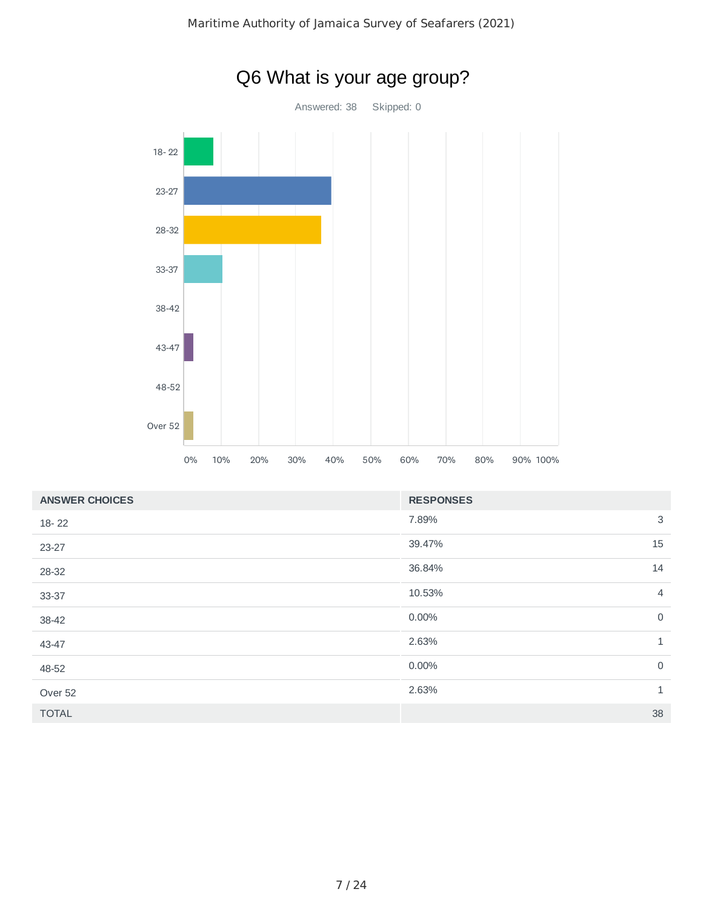# Q6 What is your age group?

Answered: 38    Skipped: 0

| ANSWER CHOICES | RESPONSES | |
|---|---|---|
| 18- 22 | 7.89% | 3 |
| 23-27 | 39.47% | 15 |
| 28-32 | 36.84% | 14 |
| 33-37 | 10.53% | 4 |
| 38-42 | 0.00% | 0 |
| 43-47 | 2.63% | 1 |
| 48-52 | 0.00% | 0 |
| Over 52 | 2.63% | 1 |
| TOTAL | | 38 |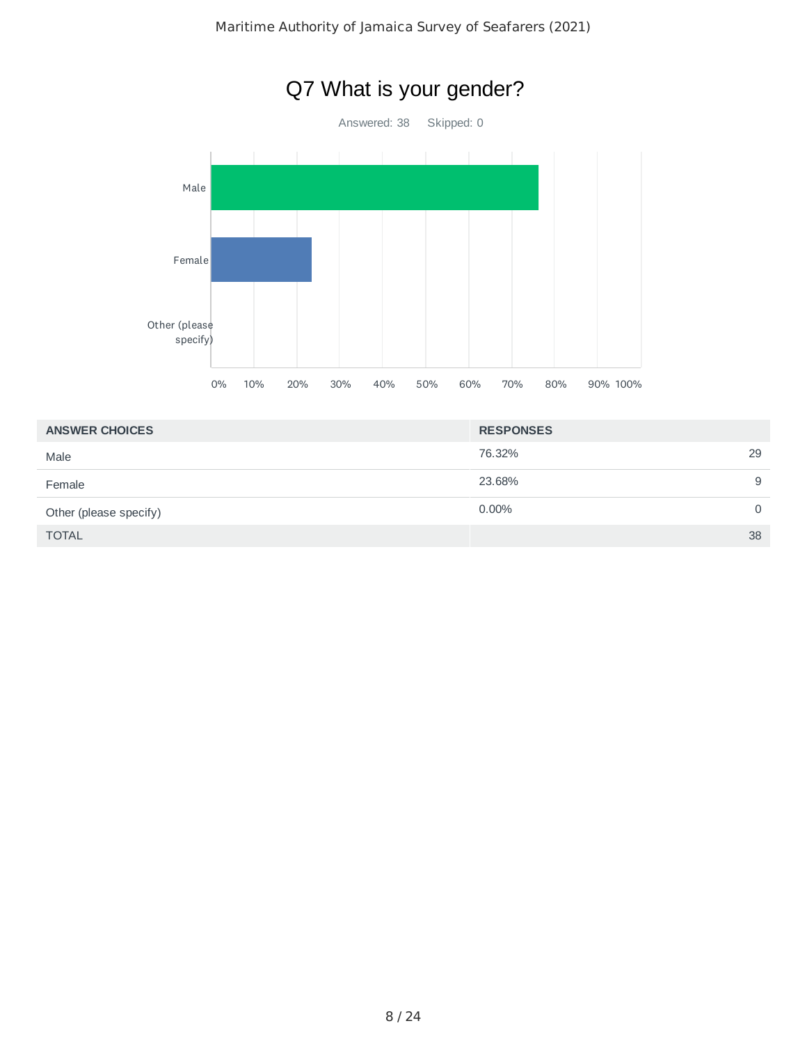# Q7 What is your gender?

Answered: 38 Skipped: 0

| ANSWER CHOICES | RESPONSES | |
|---|---|---|
| Male | 76.32% | 29 |
| Female | 23.68% | 9 |
| Other (please specify) | 0.00% | 0 |
| TOTAL | | 38 |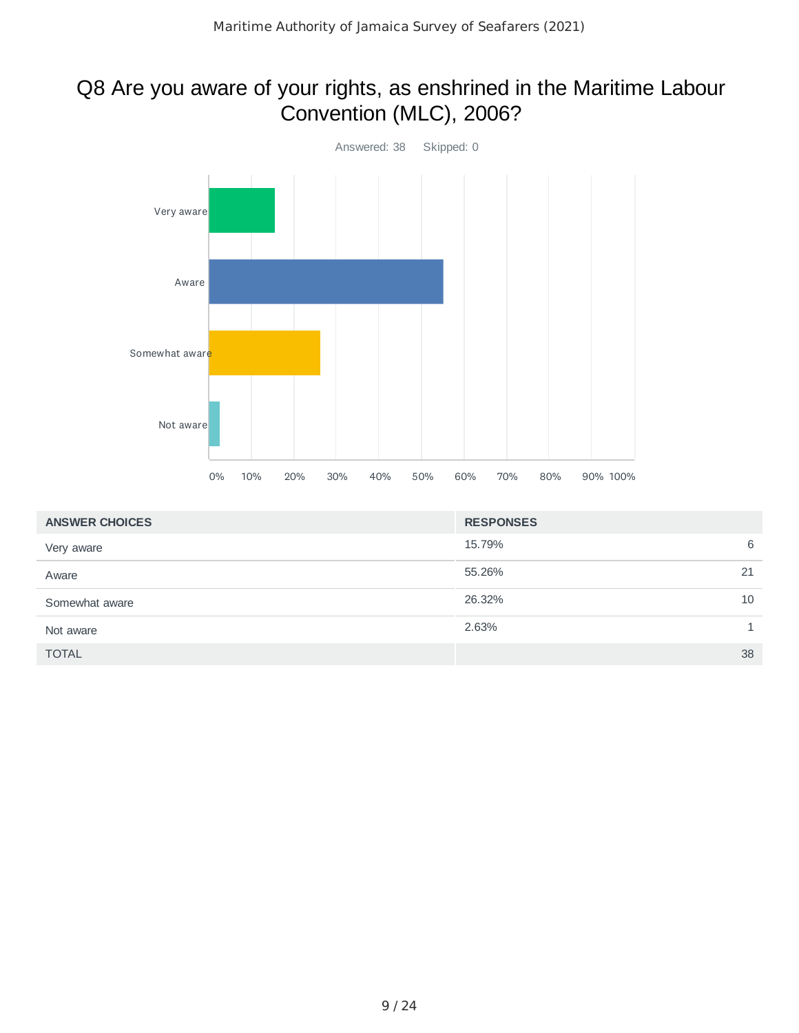## Q8 Are you aware of your rights, as enshrined in the Maritime Labour Convention (MLC), 2006?

Answered: 38 Skipped: 0

| ANSWER CHOICES | RESPONSES | |
|---|---|---|
| Very aware | 15.79% | 6 |
| Aware | 55.26% | 21 |
| Somewhat aware | 26.32% | 10 |
| Not aware | 2.63% | 1 |
| TOTAL | | 38 |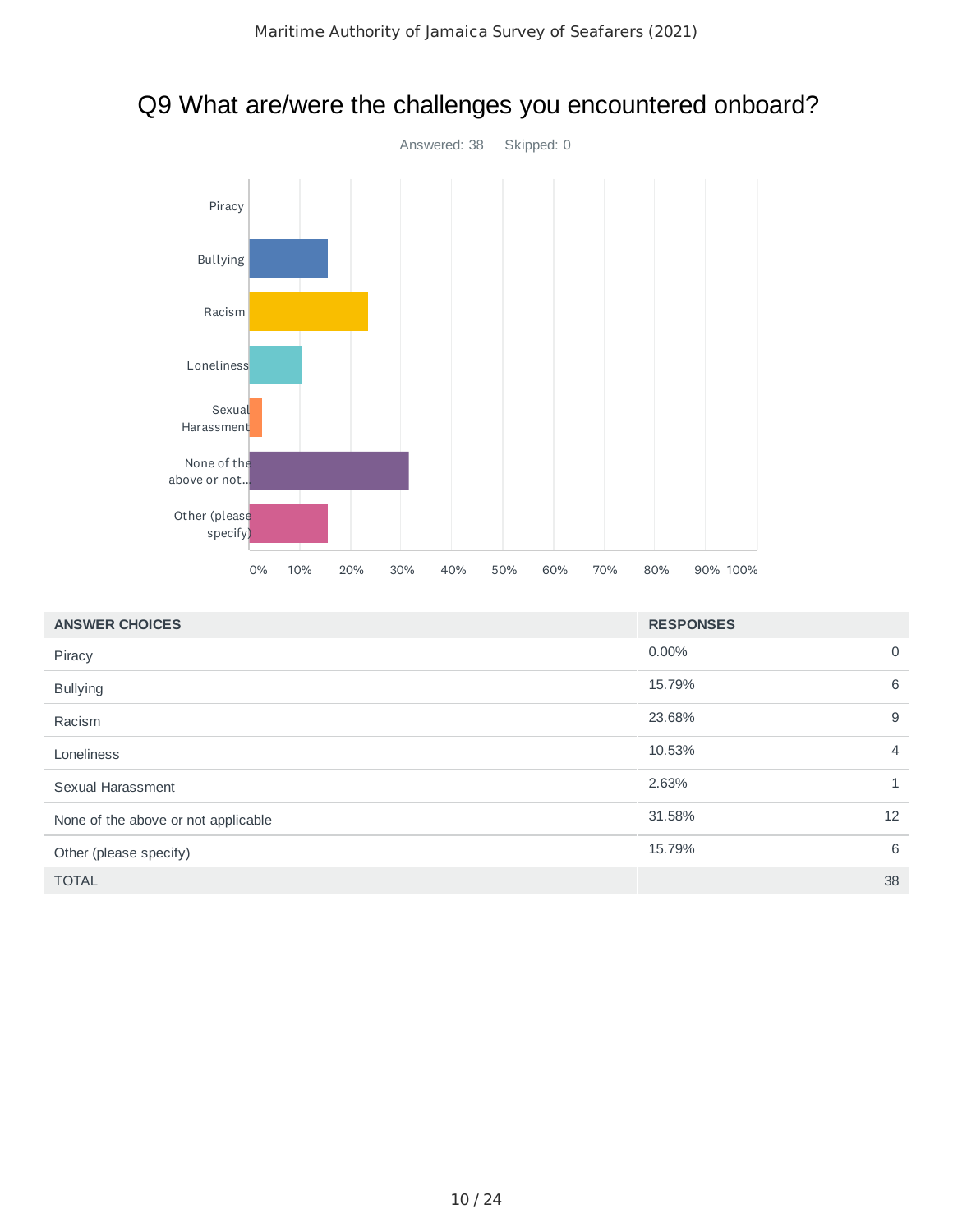# Q9 What are/were the challenges you encountered onboard?

Answered: 38 Skipped: 0

| ANSWER CHOICES | RESPONSES | |
|---|---|---|
| Piracy | 0.00% | 0 |
| Bullying | 15.79% | 6 |
| Racism | 23.68% | 9 |
| Loneliness | 10.53% | 4 |
| Sexual Harassment | 2.63% | 1 |
| None of the above or not applicable | 31.58% | 12 |
| Other (please specify) | 15.79% | 6 |
| TOTAL | | 38 |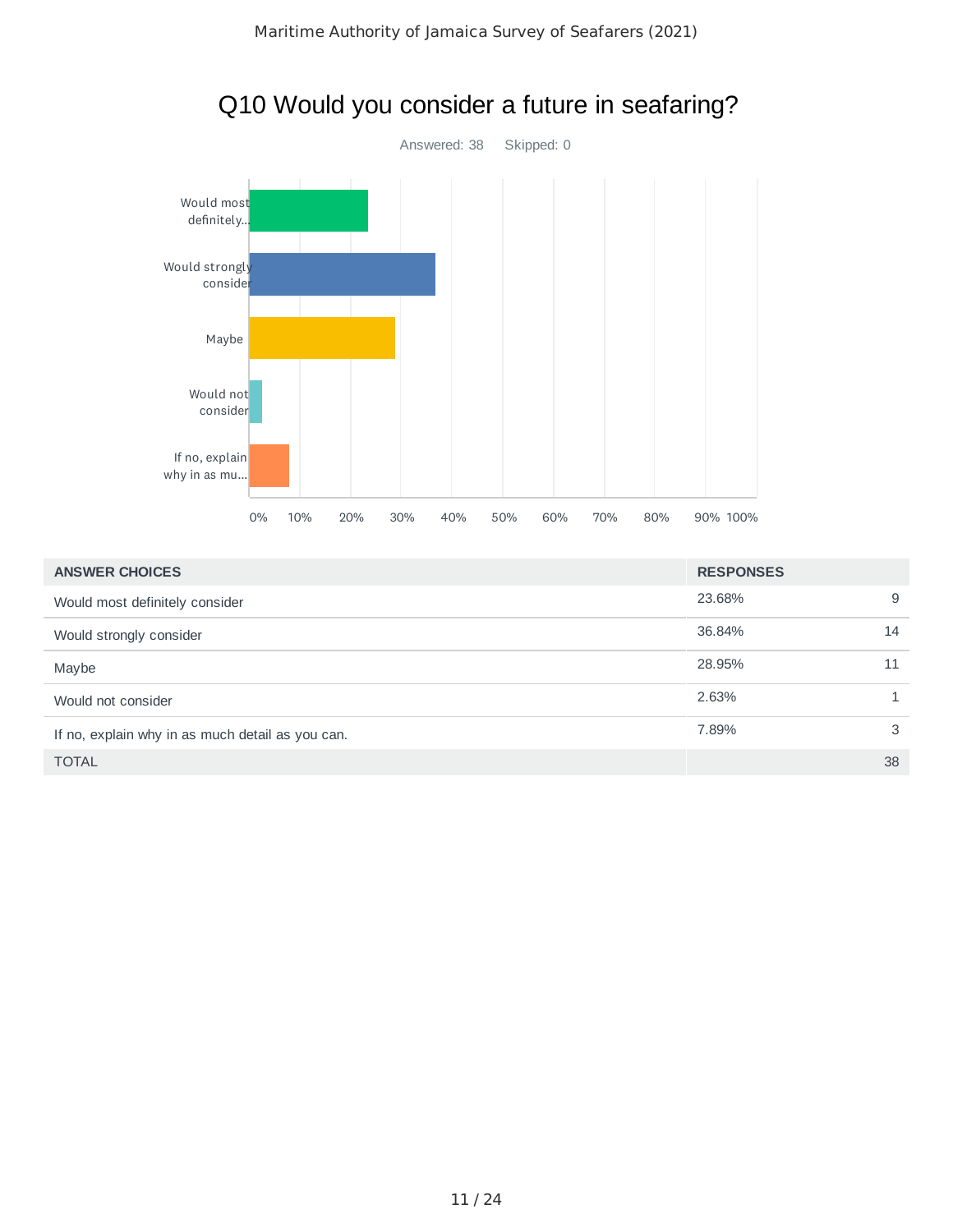# Q10 Would you consider a future in seafaring?

Answered: 38 Skipped: 0

| ANSWER CHOICES | RESPONSES | |
|---|---|---|
| Would most definitely consider | 23.68% | 9 |
| Would strongly consider | 36.84% | 14 |
| Maybe | 28.95% | 11 |
| Would not consider | 2.63% | 1 |
| If no, explain why in as much detail as you can. | 7.89% | 3 |
| TOTAL | | 38 |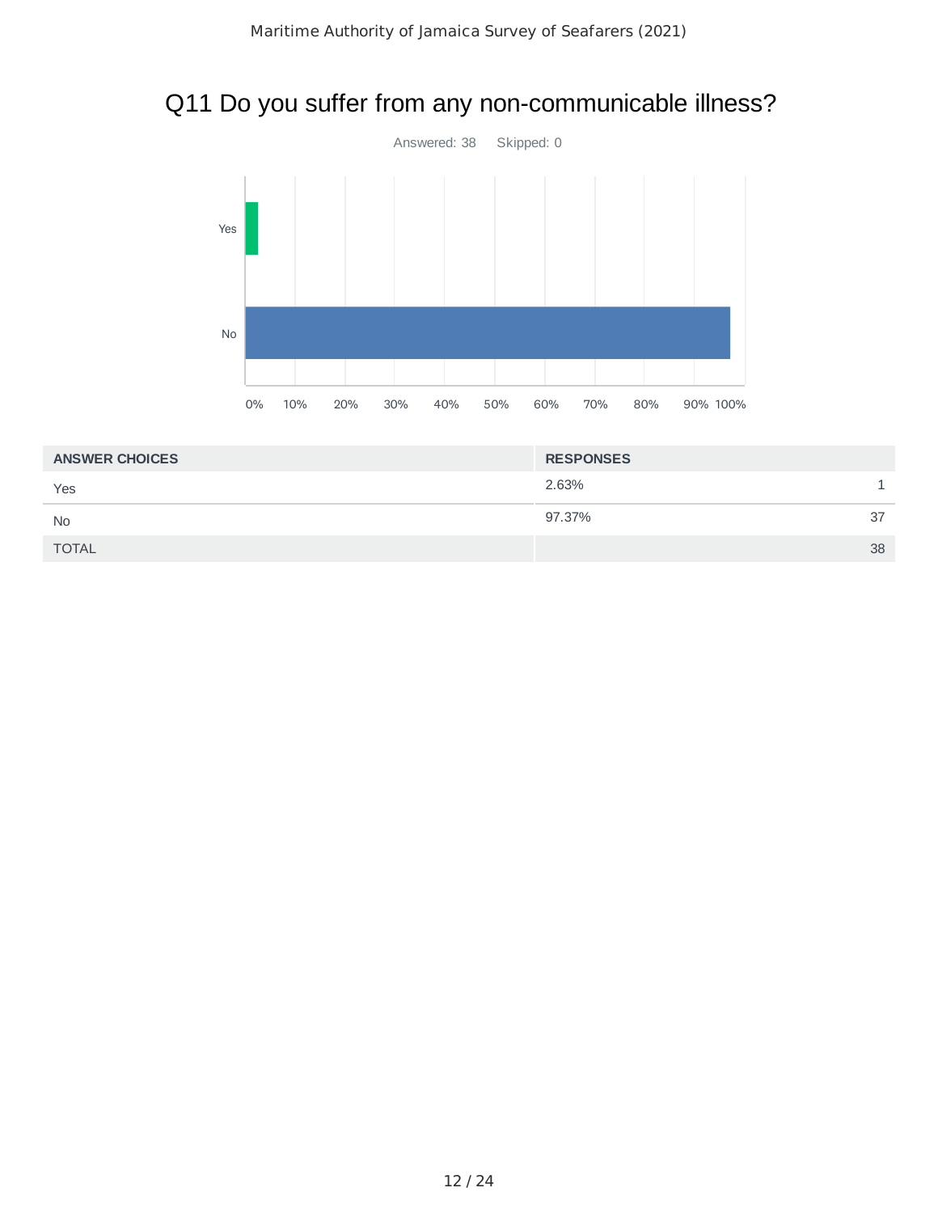# Q11 Do you suffer from any non-communicable illness?

Answered: 38 Skipped: 0

| ANSWER CHOICES | RESPONSES | |
|---|---|---|
| Yes | 2.63% | 1 |
| No | 97.37% | 37 |
| TOTAL | | 38 |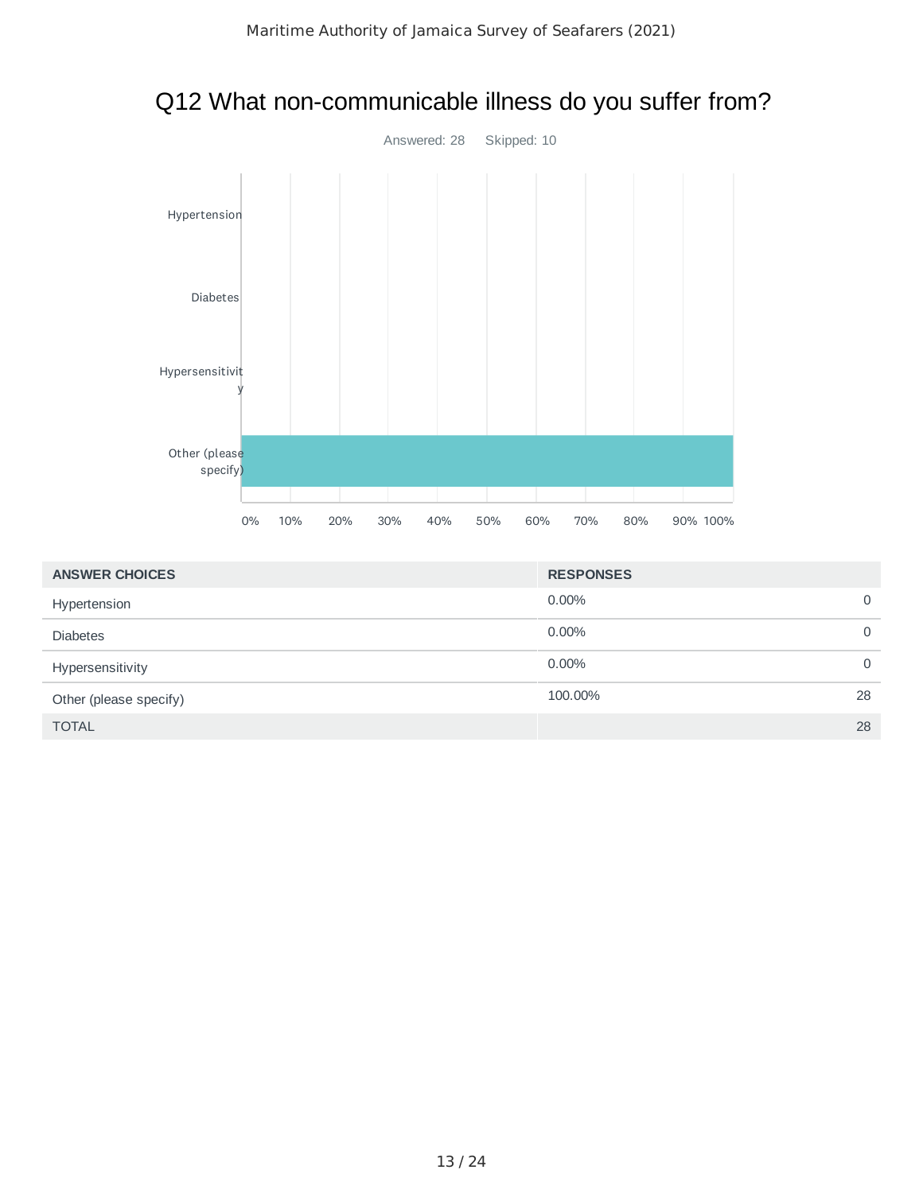# Q12 What non-communicable illness do you suffer from?

Answered: 28    Skipped: 10

| ANSWER CHOICES | RESPONSES | |
|---|---|---|
| Hypertension | 0.00% | 0 |
| Diabetes | 0.00% | 0 |
| Hypersensitivity | 0.00% | 0 |
| Other (please specify) | 100.00% | 28 |
| TOTAL | | 28 |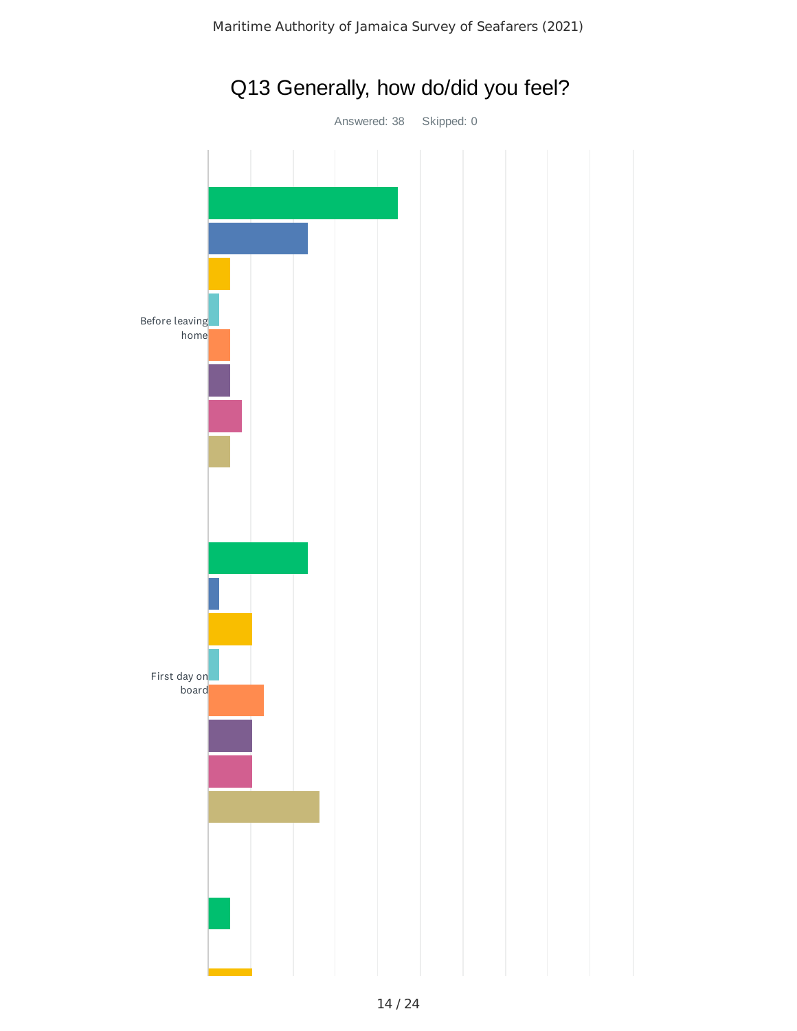# Q13 Generally, how do/did you feel?

Answered: 38 Skipped: 0

Before leaving home

First day on board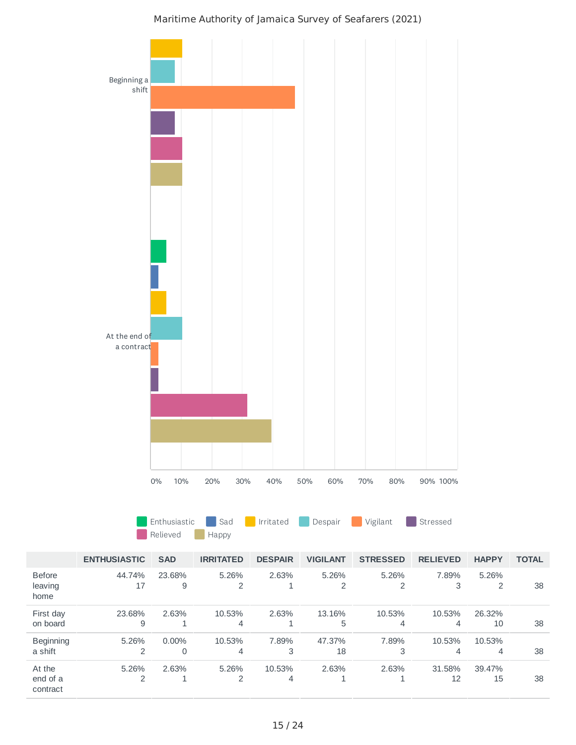Maritime Authority of Jamaica Survey of Seafarers (2021)

| | ENTHUSIASTIC | SAD | IRRITATED | DESPAIR | VIGILANT | STRESSED | RELIEVED | HAPPY | TOTAL |
|---|---|---|---|---|---|---|---|---|---|
| Before leaving home | 44.74%<br>17 | 23.68%<br>9 | 5.26%<br>2 | 2.63%<br>1 | 5.26%<br>2 | 5.26%<br>2 | 7.89%<br>3 | 5.26%<br>2 | 38 |
| First day on board | 23.68%<br>9 | 2.63%<br>1 | 10.53%<br>4 | 2.63%<br>1 | 13.16%<br>5 | 10.53%<br>4 | 10.53%<br>4 | 26.32%<br>10 | 38 |
| Beginning a shift | 5.26%<br>2 | 0.00%<br>0 | 10.53%<br>4 | 7.89%<br>3 | 47.37%<br>18 | 7.89%<br>3 | 10.53%<br>4 | 10.53%<br>4 | 38 |
| At the end of a contract | 5.26%<br>2 | 2.63%<br>1 | 5.26%<br>2 | 10.53%<br>4 | 2.63%<br>1 | 2.63%<br>1 | 31.58%<br>12 | 39.47%<br>15 | 38 |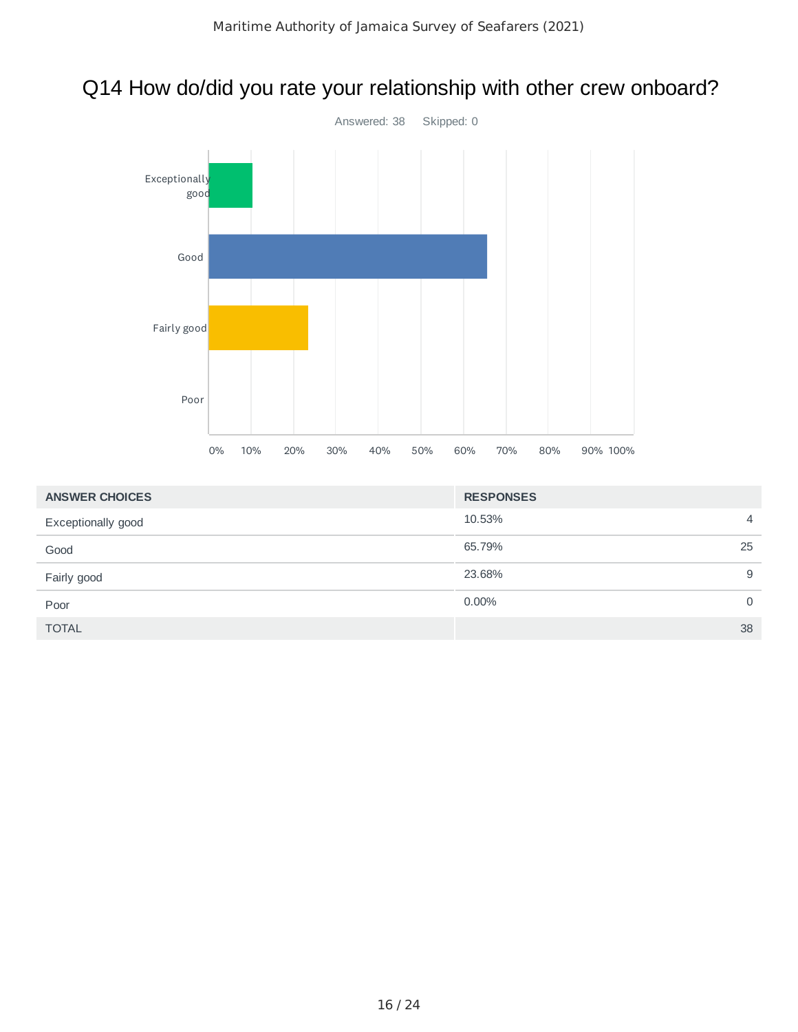# Q14 How do/did you rate your relationship with other crew onboard?

Answered: 38    Skipped: 0

| ANSWER CHOICES | RESPONSES | |
|---|---|---|
| Exceptionally good | 10.53% | 4 |
| Good | 65.79% | 25 |
| Fairly good | 23.68% | 9 |
| Poor | 0.00% | 0 |
| TOTAL | | 38 |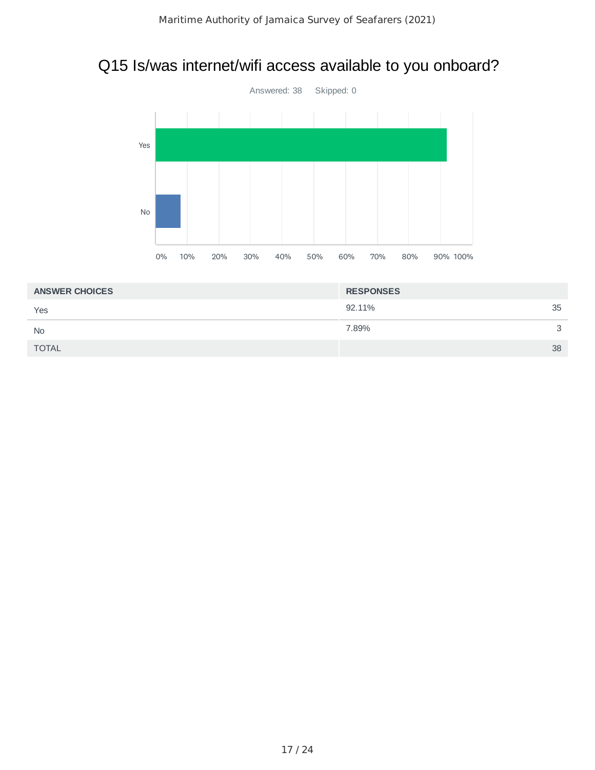# Q15 Is/was internet/wifi access available to you onboard?

Answered: 38 Skipped: 0

| ANSWER CHOICES | RESPONSES | |
|---|---|---|
| Yes | 92.11% | 35 |
| No | 7.89% | 3 |
| TOTAL | | 38 |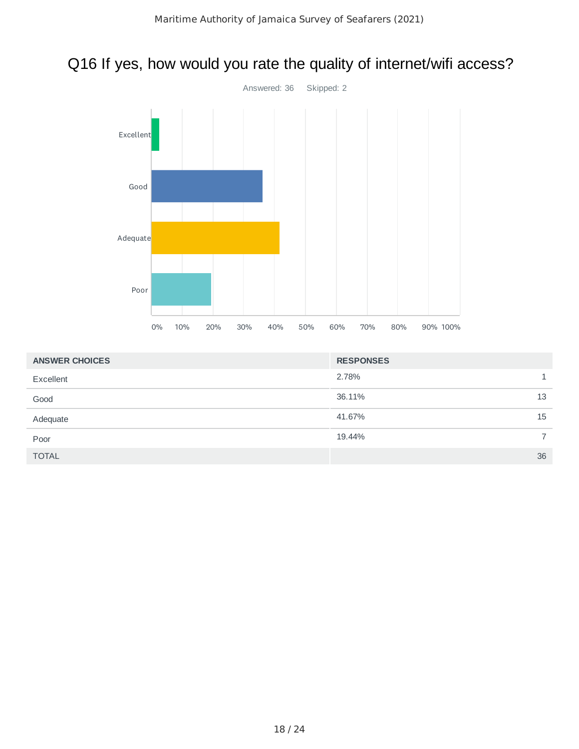# Q16 If yes, how would you rate the quality of internet/wifi access?

Answered: 36 Skipped: 2

| ANSWER CHOICES | RESPONSES | |
|---|---|---|
| Excellent | 2.78% | 1 |
| Good | 36.11% | 13 |
| Adequate | 41.67% | 15 |
| Poor | 19.44% | 7 |
| TOTAL | | 36 |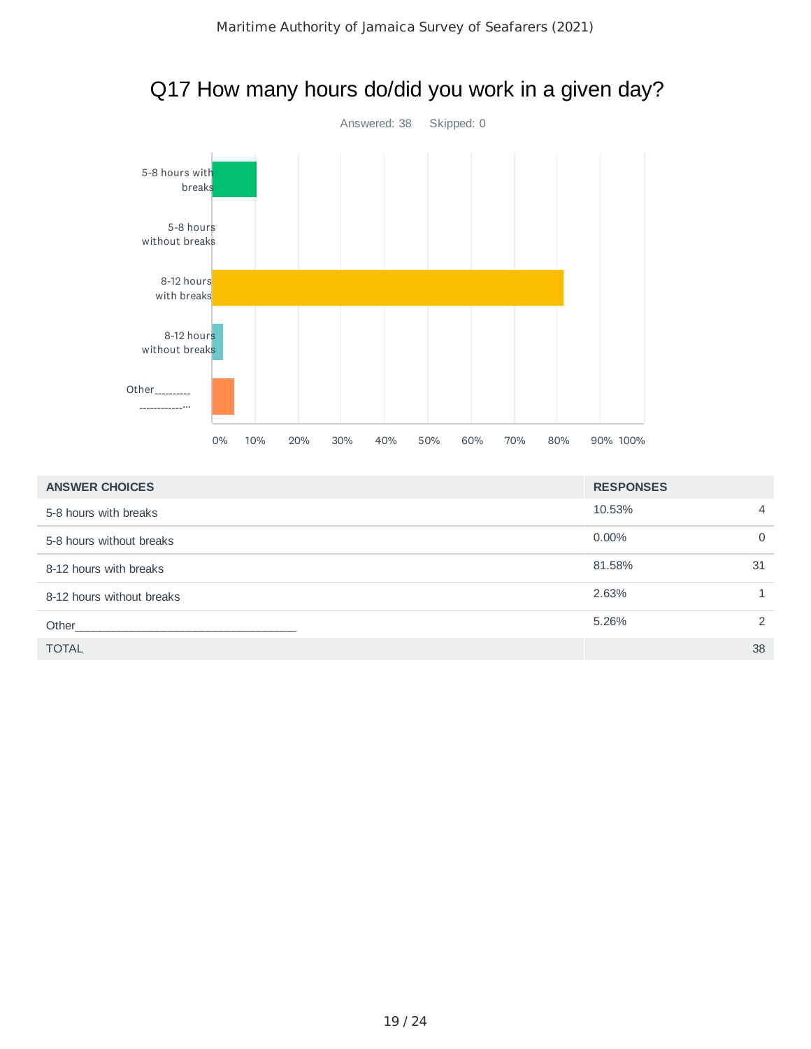## Q17 How many hours do/did you work in a given day?

Answered: 38 Skipped: 0

| ANSWER CHOICES | RESPONSES | |
|---|---|---|
| 5-8 hours with breaks | 10.53% | 4 |
| 5-8 hours without breaks | 0.00% | 0 |
| 8-12 hours with breaks | 81.58% | 31 |
| 8-12 hours without breaks | 2.63% | 1 |
| Other___________________________________ | 5.26% | 2 |
| TOTAL | | 38 |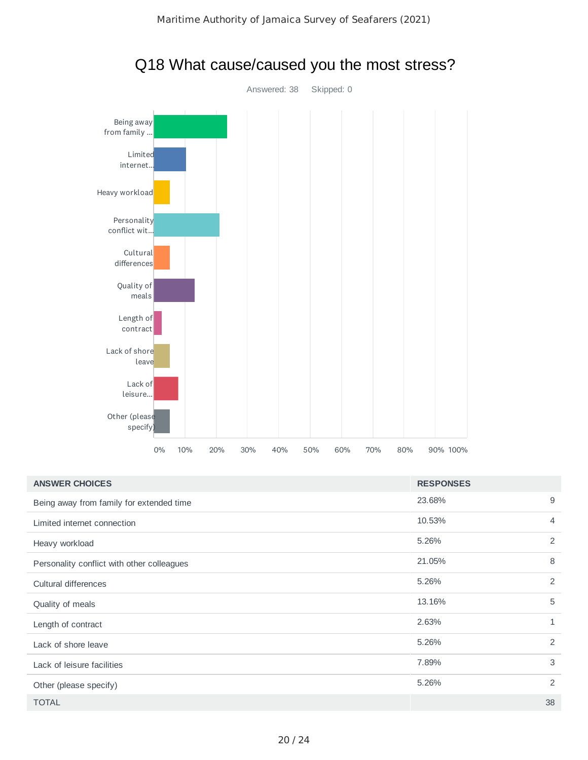## Q18 What cause/caused you the most stress?

Answered: 38 Skipped: 0

| ANSWER CHOICES | RESPONSES | |
|---|---|---|
| Being away from family for extended time | 23.68% | 9 |
| Limited internet connection | 10.53% | 4 |
| Heavy workload | 5.26% | 2 |
| Personality conflict with other colleagues | 21.05% | 8 |
| Cultural differences | 5.26% | 2 |
| Quality of meals | 13.16% | 5 |
| Length of contract | 2.63% | 1 |
| Lack of shore leave | 5.26% | 2 |
| Lack of leisure facilities | 7.89% | 3 |
| Other (please specify) | 5.26% | 2 |
| TOTAL | | 38 |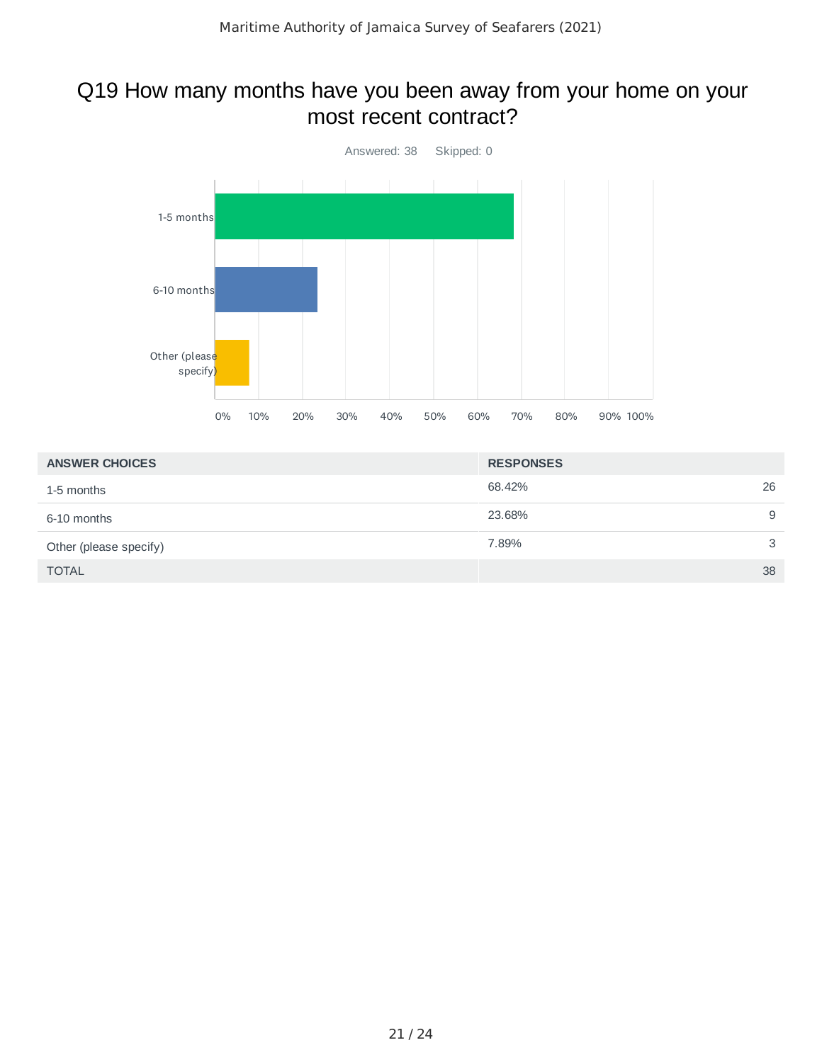# Q19 How many months have you been away from your home on your most recent contract?

Answered: 38 Skipped: 0

| ANSWER CHOICES | RESPONSES | |
|---|---|---|
| 1-5 months | 68.42% | 26 |
| 6-10 months | 23.68% | 9 |
| Other (please specify) | 7.89% | 3 |
| TOTAL | | 38 |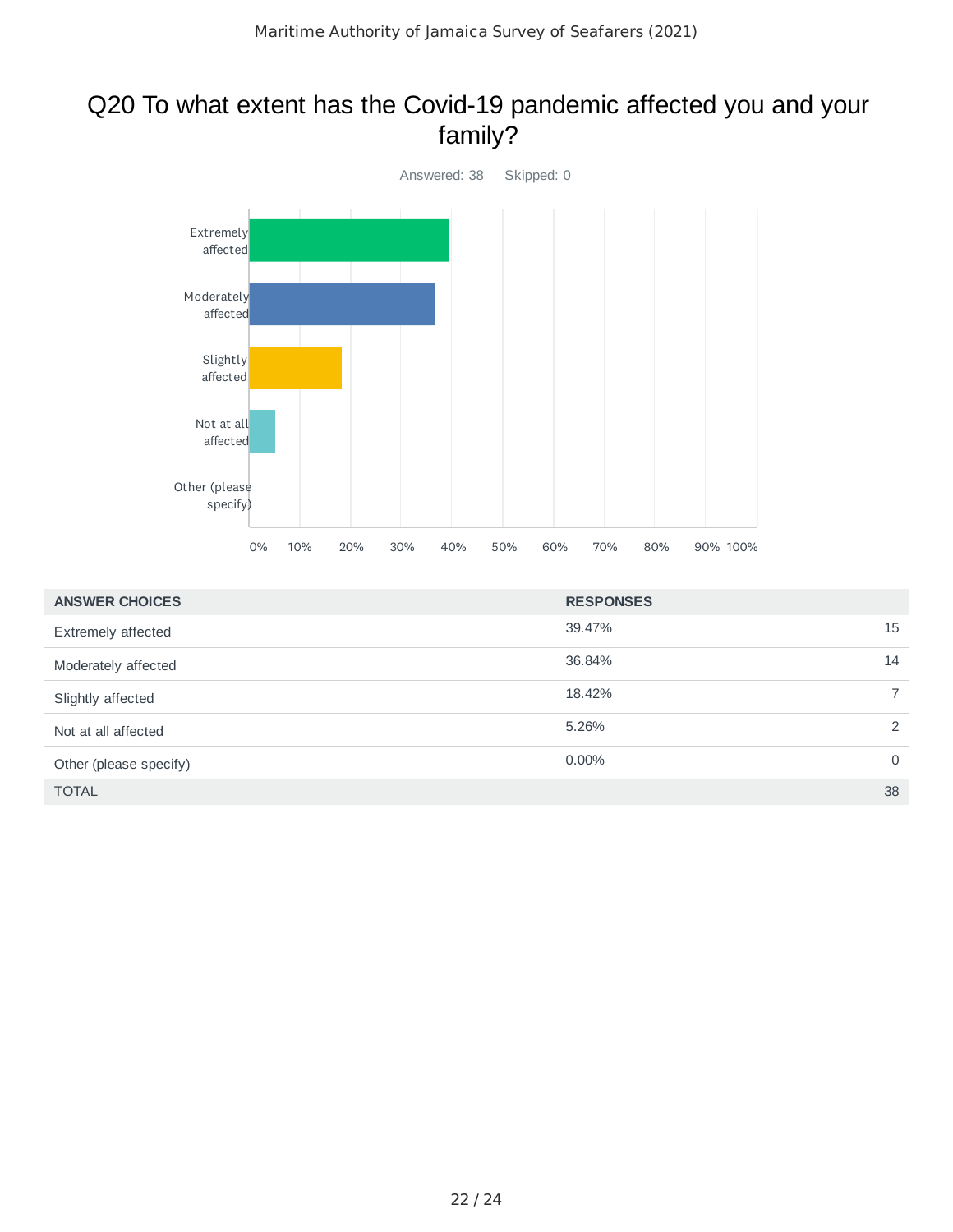## Q20 To what extent has the Covid-19 pandemic affected you and your family?

Answered: 38 Skipped: 0

| ANSWER CHOICES | RESPONSES | |
|---|---|---|
| Extremely affected | 39.47% | 15 |
| Moderately affected | 36.84% | 14 |
| Slightly affected | 18.42% | 7 |
| Not at all affected | 5.26% | 2 |
| Other (please specify) | 0.00% | 0 |
| TOTAL | | 38 |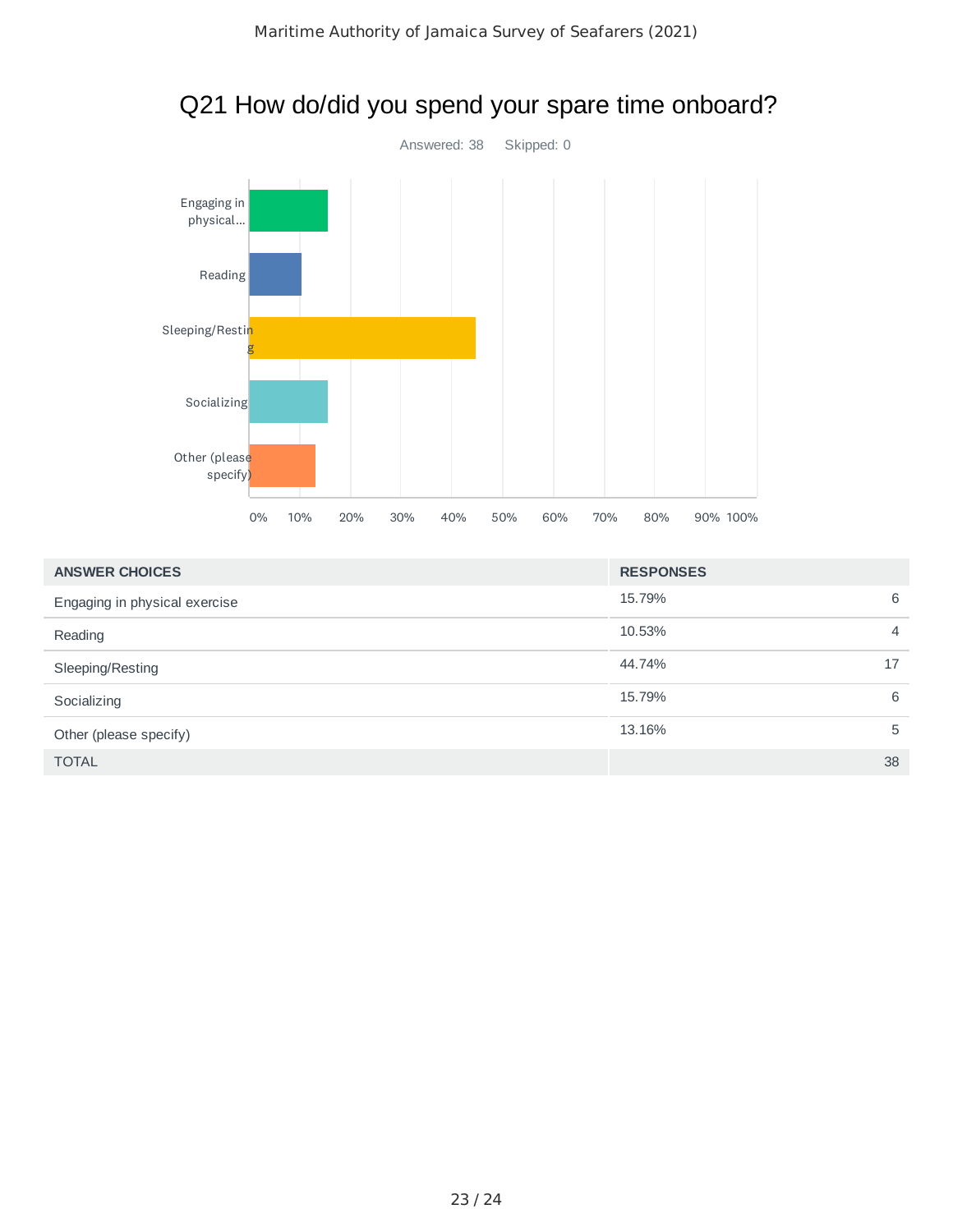## Q21 How do/did you spend your spare time onboard?

Answered: 38    Skipped: 0

| ANSWER CHOICES | RESPONSES | |
|---|---|---|
| Engaging in physical exercise | 15.79% | 6 |
| Reading | 10.53% | 4 |
| Sleeping/Resting | 44.74% | 17 |
| Socializing | 15.79% | 6 |
| Other (please specify) | 13.16% | 5 |
| TOTAL | | 38 |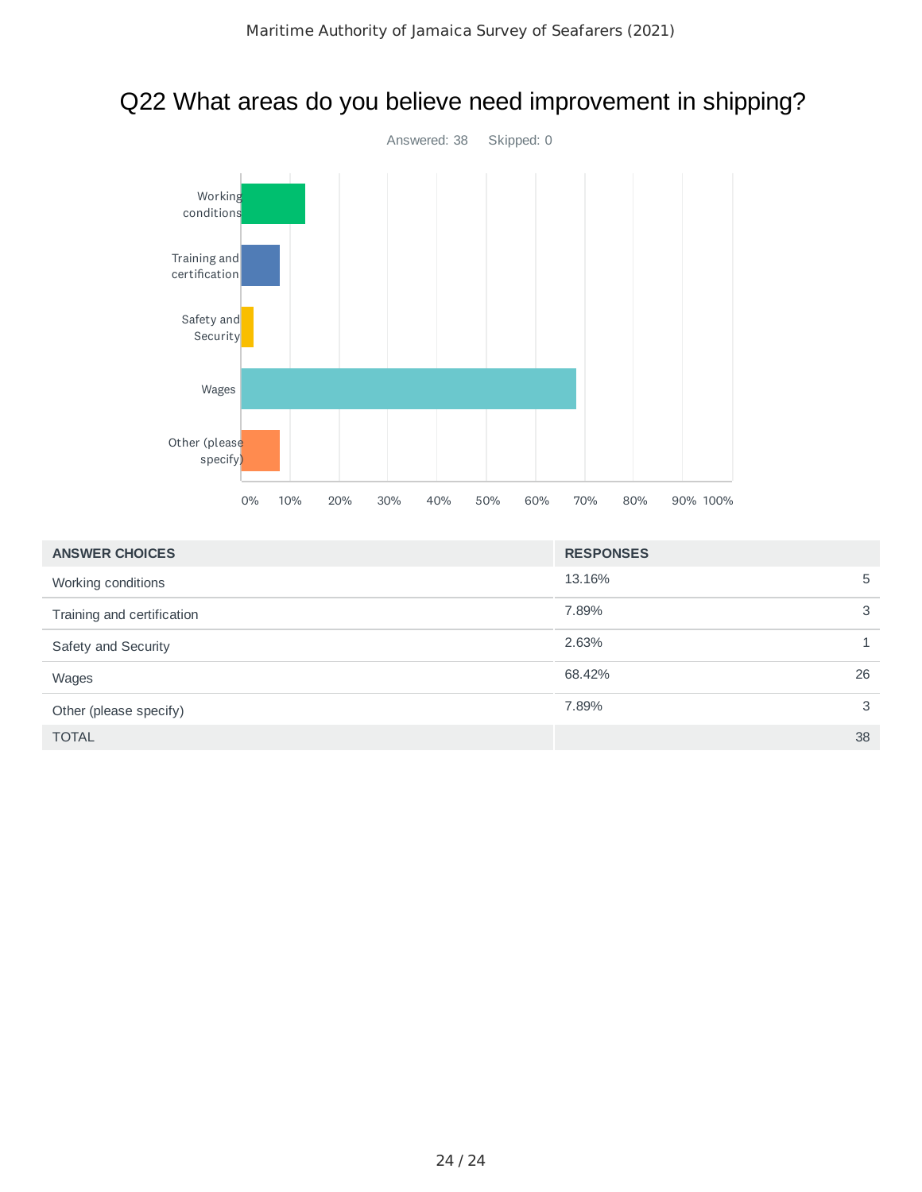# Q22 What areas do you believe need improvement in shipping?

Answered: 38 Skipped: 0

Working conditions

Training and certification

Safety and Security

Wages

Other (please specify)

0% 10% 20% 30% 40% 50% 60% 70% 80% 90% 100%

| ANSWER CHOICES | RESPONSES | |
|---|---|---|
| Working conditions | 13.16% | 5 |
| Training and certification | 7.89% | 3 |
| Safety and Security | 2.63% | 1 |
| Wages | 68.42% | 26 |
| Other (please specify) | 7.89% | 3 |
| TOTAL | | 38 |